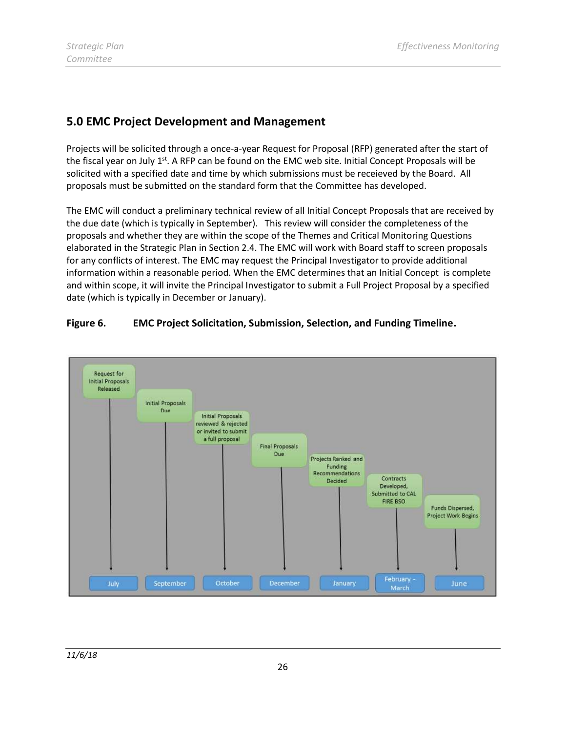## 5.0 EMC Project Development and Management

Projects will be solicited through a once-a-year Request for Proposal (RFP) generated after the start of the fiscal year on July 1st. A RFP can be found on the EMC web site. Initial Concept Proposals will be solicited with a specified date and time by which submissions must be receieved by the Board. All proposals must be submitted on the standard form that the Committee has developed.

The EMC will conduct a preliminary technical review of all Initial Concept Proposals that are received by the due date (which is typically in September). This review will consider the completeness of the proposals and whether they are within the scope of the Themes and Critical Monitoring Questions elaborated in the Strategic Plan in Section 2.4. The EMC will work with Board staff to screen proposals for any conflicts of interest. The EMC may request the Principal Investigator to provide additional information within a reasonable period. When the EMC determines that an Initial Concept is complete and within scope, it will invite the Principal Investigator to submit a Full Project Proposal by a specified date (which is typically in December or January).

**Figure 6. EMC Project Solicitation, Submission, Selection, and Funding Timeline.**

| Month | Step |
| --- | --- |
| July | Request for Initial Proposals Released |
| September | Initial Proposals Due |
| October | Initial Proposals reviewed & rejected or invited to submit a full proposal |
| December | Final Proposals Due |
| January | Projects Ranked and Funding Recommendations Decided |
| February - March | Contracts Developed, Submitted to CAL FIRE BSO |
| June | Funds Dispersed, Project Work Begins |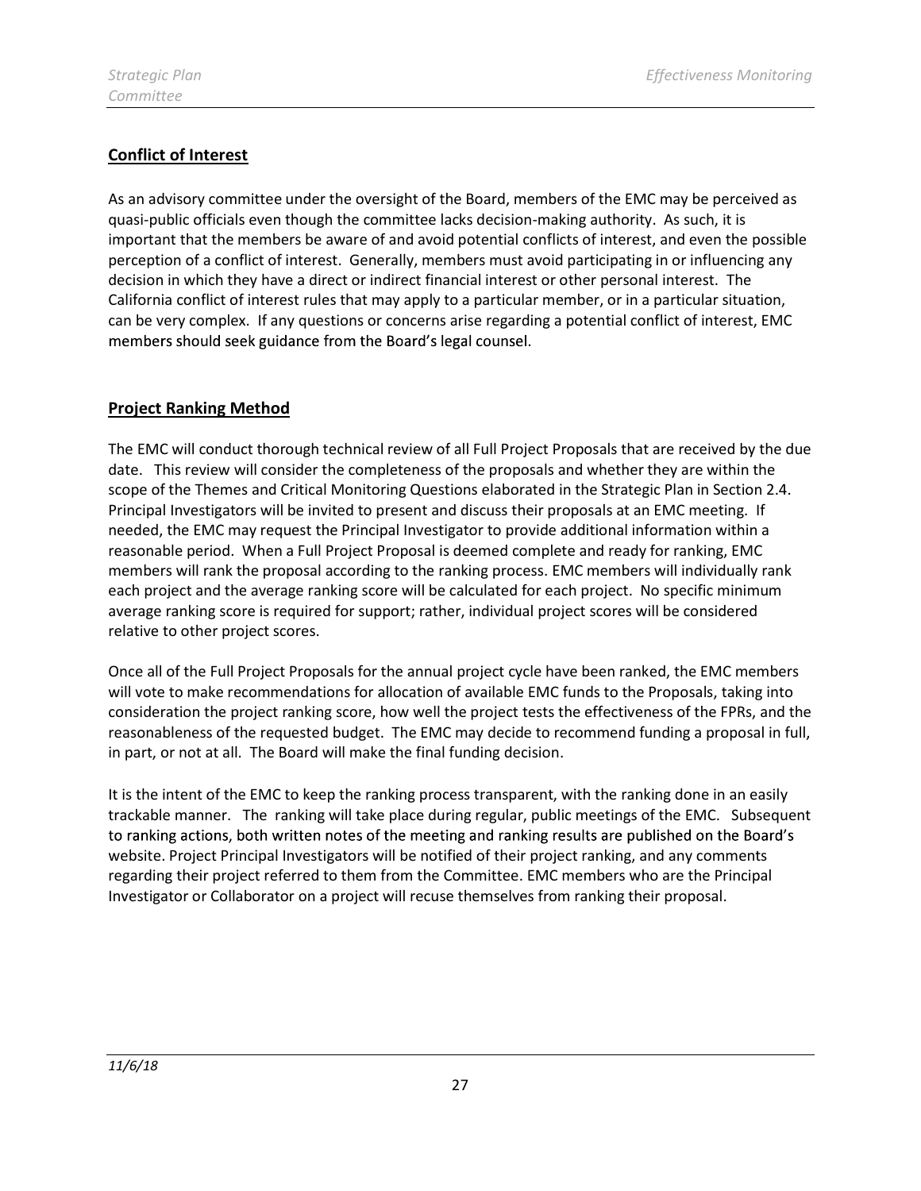## Conflict of Interest

As an advisory committee under the oversight of the Board, members of the EMC may be perceived as quasi-public officials even though the committee lacks decision-making authority. As such, it is important that the members be aware of and avoid potential conflicts of interest, and even the possible perception of a conflict of interest. Generally, members must avoid participating in or influencing any decision in which they have a direct or indirect financial interest or other personal interest. The California conflict of interest rules that may apply to a particular member, or in a particular situation, can be very complex. If any questions or concerns arise regarding a potential conflict of interest, EMC members should seek guidance from the Board's legal counsel.

## Project Ranking Method

The EMC will conduct thorough technical review of all Full Project Proposals that are received by the due date. This review will consider the completeness of the proposals and whether they are within the scope of the Themes and Critical Monitoring Questions elaborated in the Strategic Plan in Section 2.4. Principal Investigators will be invited to present and discuss their proposals at an EMC meeting. If needed, the EMC may request the Principal Investigator to provide additional information within a reasonable period. When a Full Project Proposal is deemed complete and ready for ranking, EMC members will rank the proposal according to the ranking process. EMC members will individually rank each project and the average ranking score will be calculated for each project. No specific minimum average ranking score is required for support; rather, individual project scores will be considered relative to other project scores.

Once all of the Full Project Proposals for the annual project cycle have been ranked, the EMC members will vote to make recommendations for allocation of available EMC funds to the Proposals, taking into consideration the project ranking score, how well the project tests the effectiveness of the FPRs, and the reasonableness of the requested budget. The EMC may decide to recommend funding a proposal in full, in part, or not at all. The Board will make the final funding decision.

It is the intent of the EMC to keep the ranking process transparent, with the ranking done in an easily trackable manner. The ranking will take place during regular, public meetings of the EMC. Subsequent to ranking actions, both written notes of the meeting and ranking results are published on the Board's website. Project Principal Investigators will be notified of their project ranking, and any comments regarding their project referred to them from the Committee. EMC members who are the Principal Investigator or Collaborator on a project will recuse themselves from ranking their proposal.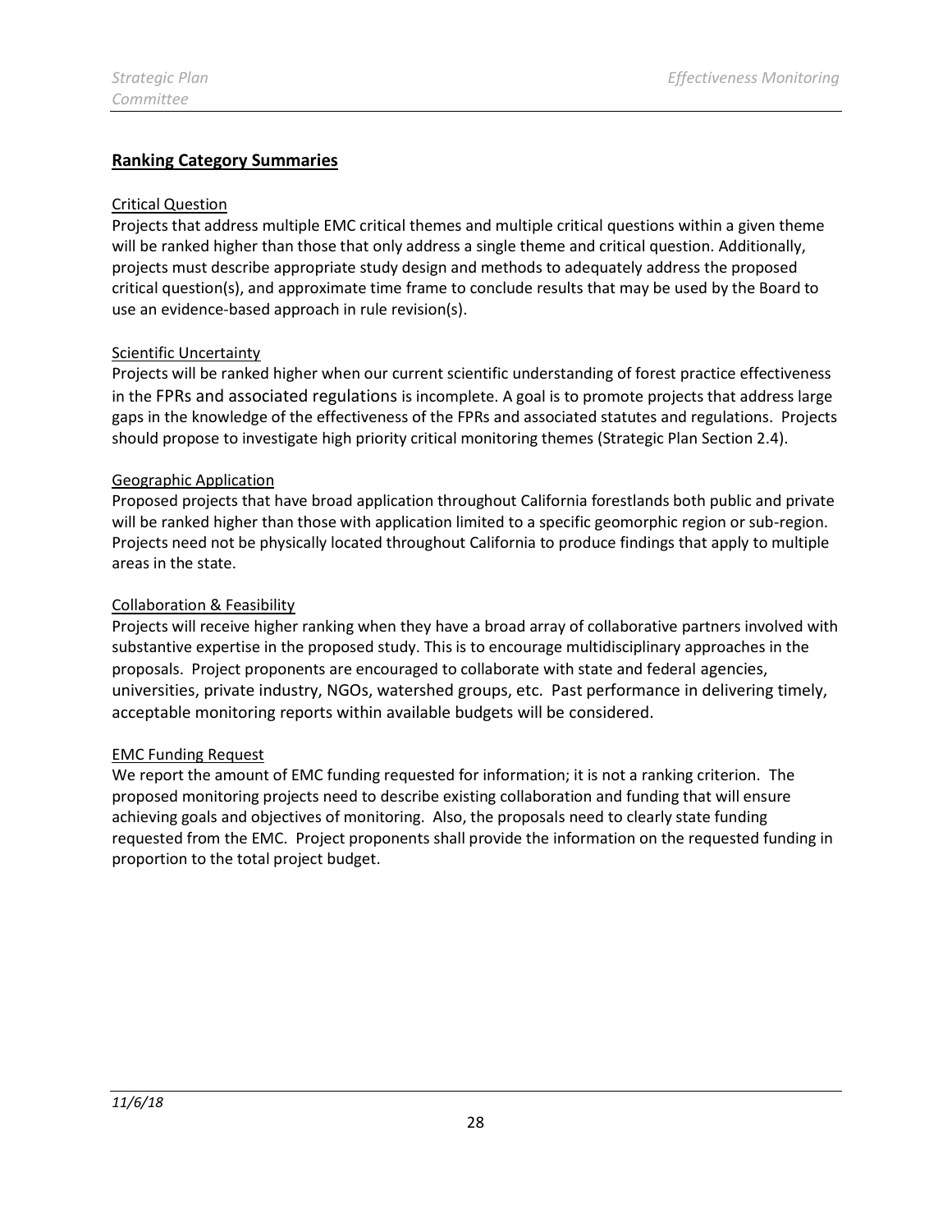## Ranking Category Summaries

### Critical Question

Projects that address multiple EMC critical themes and multiple critical questions within a given theme will be ranked higher than those that only address a single theme and critical question. Additionally, projects must describe appropriate study design and methods to adequately address the proposed critical question(s), and approximate time frame to conclude results that may be used by the Board to use an evidence-based approach in rule revision(s).

### Scientific Uncertainty

Projects will be ranked higher when our current scientific understanding of forest practice effectiveness in the FPRs and associated regulations is incomplete. A goal is to promote projects that address large gaps in the knowledge of the effectiveness of the FPRs and associated statutes and regulations. Projects should propose to investigate high priority critical monitoring themes (Strategic Plan Section 2.4).

### Geographic Application

Proposed projects that have broad application throughout California forestlands both public and private will be ranked higher than those with application limited to a specific geomorphic region or sub-region. Projects need not be physically located throughout California to produce findings that apply to multiple areas in the state.

### Collaboration & Feasibility

Projects will receive higher ranking when they have a broad array of collaborative partners involved with substantive expertise in the proposed study. This is to encourage multidisciplinary approaches in the proposals. Project proponents are encouraged to collaborate with state and federal agencies, universities, private industry, NGOs, watershed groups, etc. Past performance in delivering timely, acceptable monitoring reports within available budgets will be considered.

### EMC Funding Request

We report the amount of EMC funding requested for information; it is not a ranking criterion. The proposed monitoring projects need to describe existing collaboration and funding that will ensure achieving goals and objectives of monitoring. Also, the proposals need to clearly state funding requested from the EMC. Project proponents shall provide the information on the requested funding in proportion to the total project budget.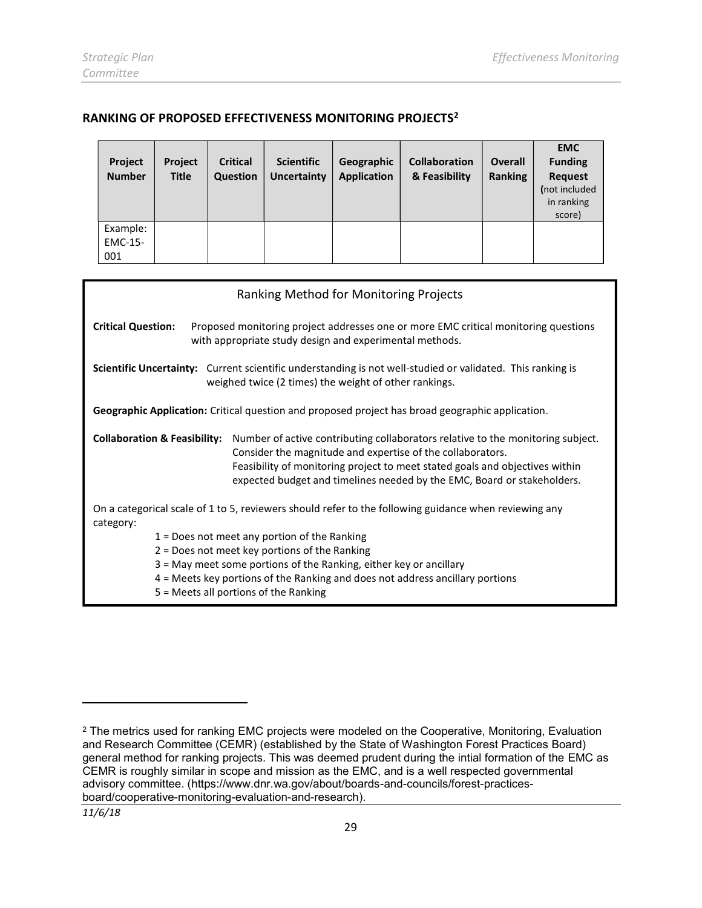## RANKING OF PROPOSED EFFECTIVENESS MONITORING PROJECTS[2]

| Project Number | Project Title | Critical Question | Scientific Uncertainty | Geographic Application | Collaboration & Feasibility | Overall Ranking | EMC Funding Request (not included in ranking score) |
|---|---|---|---|---|---|---|---|
| Example: EMC-15-001 | | | | | | | |

### Ranking Method for Monitoring Projects

**Critical Question:** Proposed monitoring project addresses one or more EMC critical monitoring questions with appropriate study design and experimental methods.

**Scientific Uncertainty:** Current scientific understanding is not well-studied or validated. This ranking is weighed twice (2 times) the weight of other rankings.

**Geographic Application:** Critical question and proposed project has broad geographic application.

**Collaboration & Feasibility:** Number of active contributing collaborators relative to the monitoring subject. Consider the magnitude and expertise of the collaborators.
Feasibility of monitoring project to meet stated goals and objectives within expected budget and timelines needed by the EMC, Board or stakeholders.

On a categorical scale of 1 to 5, reviewers should refer to the following guidance when reviewing any category:

- 1 = Does not meet any portion of the Ranking
- 2 = Does not meet key portions of the Ranking
- 3 = May meet some portions of the Ranking, either key or ancillary
- 4 = Meets key portions of the Ranking and does not address ancillary portions
- 5 = Meets all portions of the Ranking

---

[2] The metrics used for ranking EMC projects were modeled on the Cooperative, Monitoring, Evaluation and Research Committee (CEMR) (established by the State of Washington Forest Practices Board) general method for ranking projects. This was deemed prudent during the intial formation of the EMC as CEMR is roughly similar in scope and mission as the EMC, and is a well respected governmental advisory committee. (https://www.dnr.wa.gov/about/boards-and-councils/forest-practices-board/cooperative-monitoring-evaluation-and-research).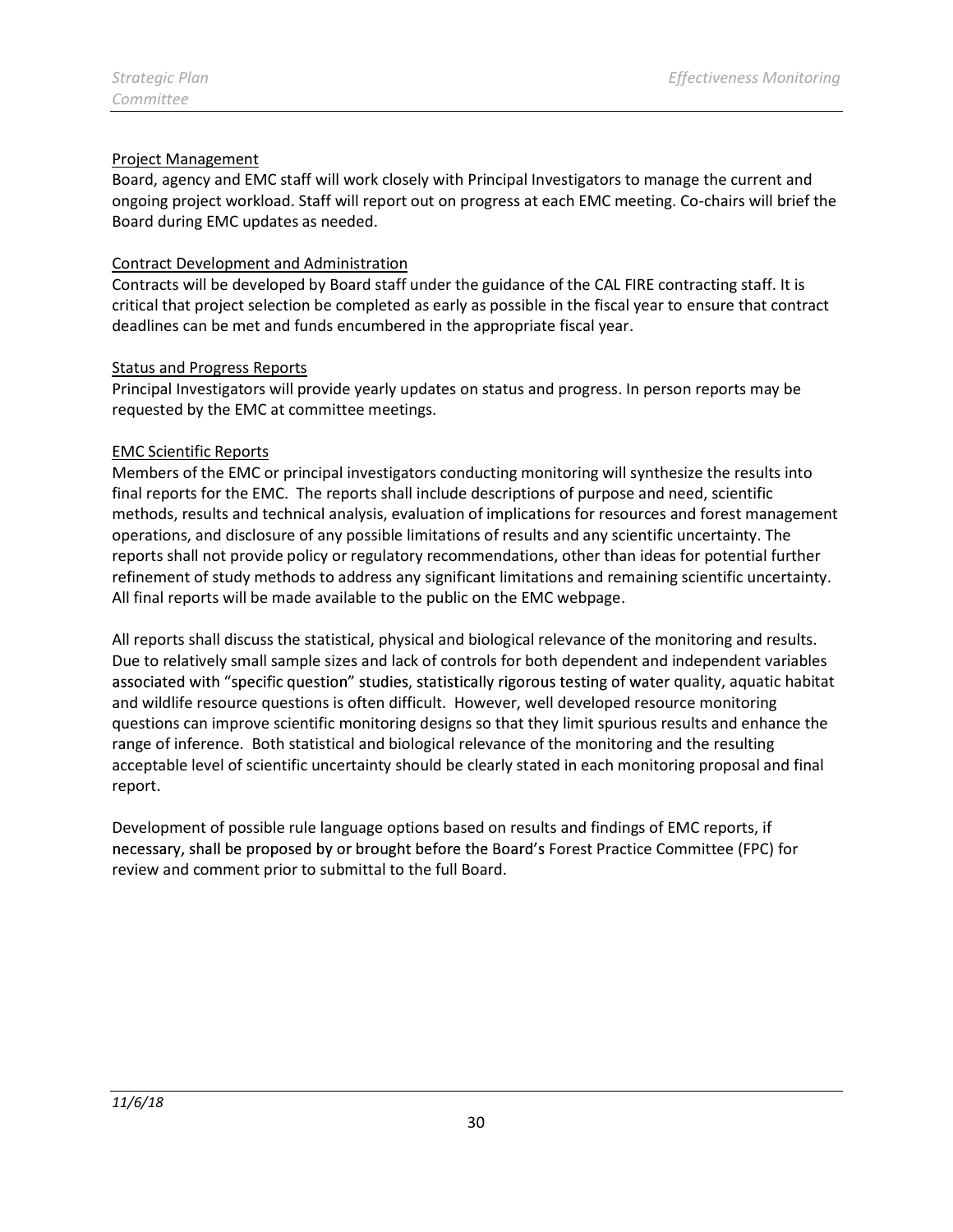#### Project Management

Board, agency and EMC staff will work closely with Principal Investigators to manage the current and ongoing project workload. Staff will report out on progress at each EMC meeting. Co-chairs will brief the Board during EMC updates as needed.

#### Contract Development and Administration

Contracts will be developed by Board staff under the guidance of the CAL FIRE contracting staff. It is critical that project selection be completed as early as possible in the fiscal year to ensure that contract deadlines can be met and funds encumbered in the appropriate fiscal year.

#### Status and Progress Reports

Principal Investigators will provide yearly updates on status and progress. In person reports may be requested by the EMC at committee meetings.

#### EMC Scientific Reports

Members of the EMC or principal investigators conducting monitoring will synthesize the results into final reports for the EMC. The reports shall include descriptions of purpose and need, scientific methods, results and technical analysis, evaluation of implications for resources and forest management operations, and disclosure of any possible limitations of results and any scientific uncertainty. The reports shall not provide policy or regulatory recommendations, other than ideas for potential further refinement of study methods to address any significant limitations and remaining scientific uncertainty. All final reports will be made available to the public on the EMC webpage.

All reports shall discuss the statistical, physical and biological relevance of the monitoring and results. Due to relatively small sample sizes and lack of controls for both dependent and independent variables associated with "specific question" studies, statistically rigorous testing of water quality, aquatic habitat and wildlife resource questions is often difficult. However, well developed resource monitoring questions can improve scientific monitoring designs so that they limit spurious results and enhance the range of inference. Both statistical and biological relevance of the monitoring and the resulting acceptable level of scientific uncertainty should be clearly stated in each monitoring proposal and final report.

Development of possible rule language options based on results and findings of EMC reports, if necessary, shall be proposed by or brought before the Board's Forest Practice Committee (FPC) for review and comment prior to submittal to the full Board.